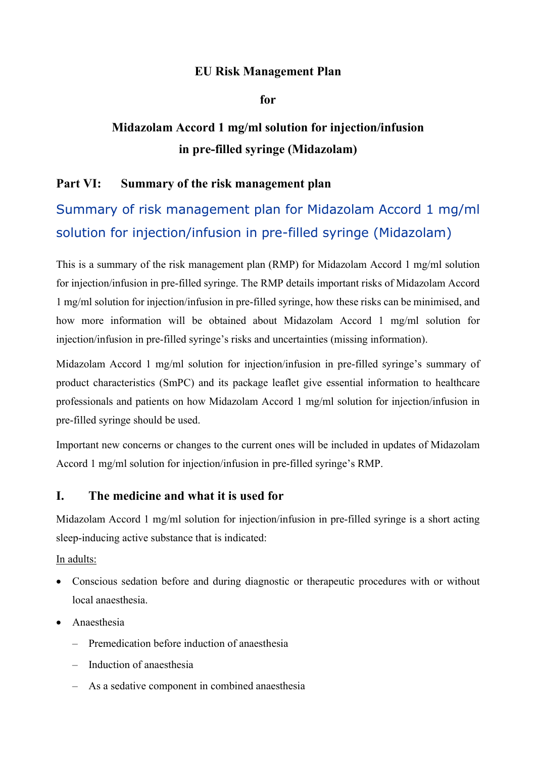**EU Risk Management Plan**

**for**

**Midazolam Accord 1 mg/ml solution for injection/infusion in pre-filled syringe (Midazolam)**

## Part VI: Summary of the risk management plan

## Summary of risk management plan for Midazolam Accord 1 mg/ml solution for injection/infusion in pre-filled syringe (Midazolam)

This is a summary of the risk management plan (RMP) for Midazolam Accord 1 mg/ml solution for injection/infusion in pre-filled syringe. The RMP details important risks of Midazolam Accord 1 mg/ml solution for injection/infusion in pre-filled syringe, how these risks can be minimised, and how more information will be obtained about Midazolam Accord 1 mg/ml solution for injection/infusion in pre-filled syringe's risks and uncertainties (missing information).

Midazolam Accord 1 mg/ml solution for injection/infusion in pre-filled syringe's summary of product characteristics (SmPC) and its package leaflet give essential information to healthcare professionals and patients on how Midazolam Accord 1 mg/ml solution for injection/infusion in pre-filled syringe should be used.

Important new concerns or changes to the current ones will be included in updates of Midazolam Accord 1 mg/ml solution for injection/infusion in pre-filled syringe's RMP.

## I. The medicine and what it is used for

Midazolam Accord 1 mg/ml solution for injection/infusion in pre-filled syringe is a short acting sleep-inducing active substance that is indicated:

In adults:

- Conscious sedation before and during diagnostic or therapeutic procedures with or without local anaesthesia.
- Anaesthesia
  - Premedication before induction of anaesthesia
  - Induction of anaesthesia
  - As a sedative component in combined anaesthesia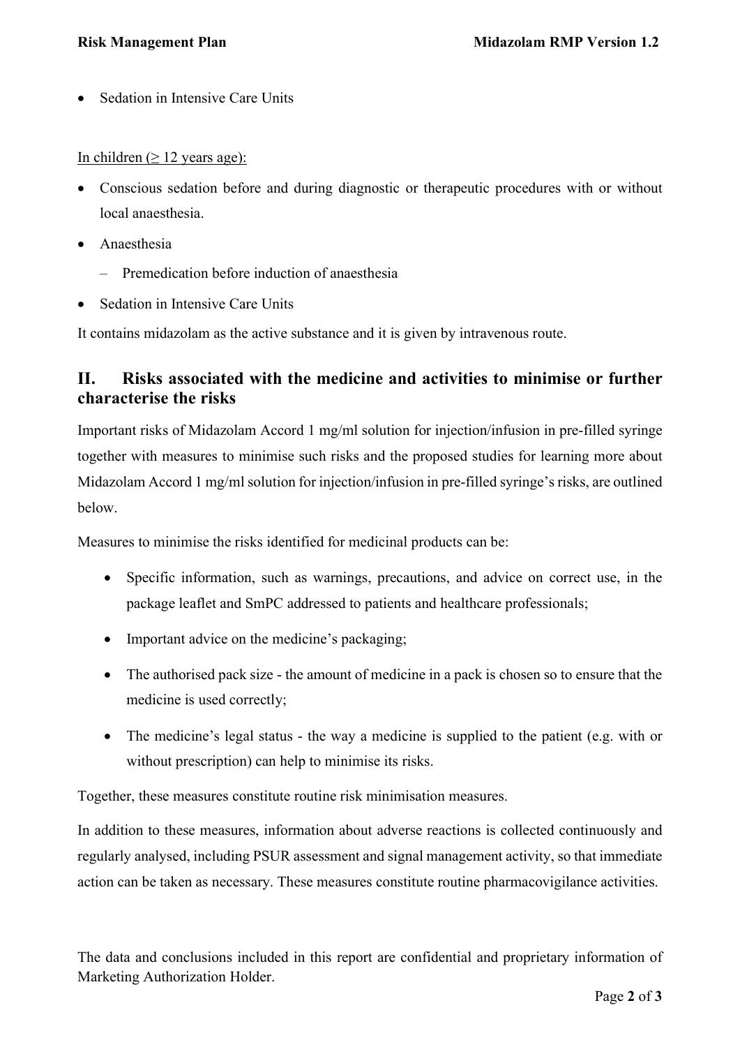- Sedation in Intensive Care Units

In children (≥ 12 years age):

- Conscious sedation before and during diagnostic or therapeutic procedures with or without local anaesthesia.
- Anaesthesia
  - Premedication before induction of anaesthesia
- Sedation in Intensive Care Units

It contains midazolam as the active substance and it is given by intravenous route.

## II. Risks associated with the medicine and activities to minimise or further characterise the risks

Important risks of Midazolam Accord 1 mg/ml solution for injection/infusion in pre-filled syringe together with measures to minimise such risks and the proposed studies for learning more about Midazolam Accord 1 mg/ml solution for injection/infusion in pre-filled syringe's risks, are outlined below.

Measures to minimise the risks identified for medicinal products can be:

- Specific information, such as warnings, precautions, and advice on correct use, in the package leaflet and SmPC addressed to patients and healthcare professionals;
- Important advice on the medicine's packaging;
- The authorised pack size - the amount of medicine in a pack is chosen so to ensure that the medicine is used correctly;
- The medicine's legal status - the way a medicine is supplied to the patient (e.g. with or without prescription) can help to minimise its risks.

Together, these measures constitute routine risk minimisation measures.

In addition to these measures, information about adverse reactions is collected continuously and regularly analysed, including PSUR assessment and signal management activity, so that immediate action can be taken as necessary. These measures constitute routine pharmacovigilance activities.

The data and conclusions included in this report are confidential and proprietary information of Marketing Authorization Holder.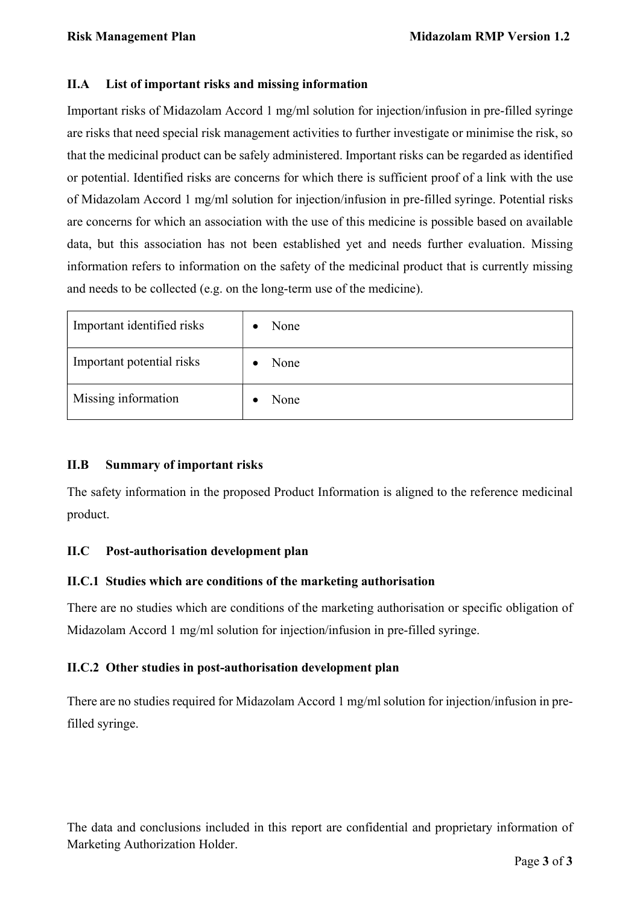## II.A List of important risks and missing information

Important risks of Midazolam Accord 1 mg/ml solution for injection/infusion in pre-filled syringe are risks that need special risk management activities to further investigate or minimise the risk, so that the medicinal product can be safely administered. Important risks can be regarded as identified or potential. Identified risks are concerns for which there is sufficient proof of a link with the use of Midazolam Accord 1 mg/ml solution for injection/infusion in pre-filled syringe. Potential risks are concerns for which an association with the use of this medicine is possible based on available data, but this association has not been established yet and needs further evaluation. Missing information refers to information on the safety of the medicinal product that is currently missing and needs to be collected (e.g. on the long-term use of the medicine).

| | |
|---|---|
| Important identified risks | • None |
| Important potential risks | • None |
| Missing information | • None |

## II.B Summary of important risks

The safety information in the proposed Product Information is aligned to the reference medicinal product.

## II.C Post-authorisation development plan

### II.C.1 Studies which are conditions of the marketing authorisation

There are no studies which are conditions of the marketing authorisation or specific obligation of Midazolam Accord 1 mg/ml solution for injection/infusion in pre-filled syringe.

### II.C.2 Other studies in post-authorisation development plan

There are no studies required for Midazolam Accord 1 mg/ml solution for injection/infusion in pre-filled syringe.

The data and conclusions included in this report are confidential and proprietary information of Marketing Authorization Holder.